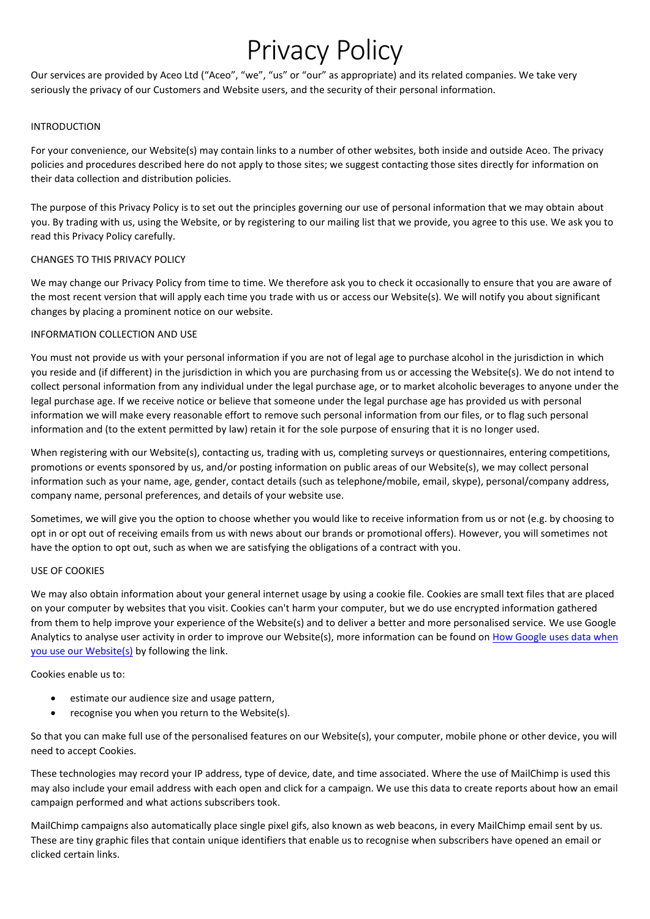# Privacy Policy

Our services are provided by Aceo Ltd ("Aceo", "we", "us" or "our" as appropriate) and its related companies. We take very seriously the privacy of our Customers and Website users, and the security of their personal information.

## INTRODUCTION

For your convenience, our Website(s) may contain links to a number of other websites, both inside and outside Aceo. The privacy policies and procedures described here do not apply to those sites; we suggest contacting those sites directly for information on their data collection and distribution policies.

The purpose of this Privacy Policy is to set out the principles governing our use of personal information that we may obtain about you. By trading with us, using the Website, or by registering to our mailing list that we provide, you agree to this use. We ask you to read this Privacy Policy carefully.

## CHANGES TO THIS PRIVACY POLICY

We may change our Privacy Policy from time to time. We therefore ask you to check it occasionally to ensure that you are aware of the most recent version that will apply each time you trade with us or access our Website(s). We will notify you about significant changes by placing a prominent notice on our website.

## INFORMATION COLLECTION AND USE

You must not provide us with your personal information if you are not of legal age to purchase alcohol in the jurisdiction in which you reside and (if different) in the jurisdiction in which you are purchasing from us or accessing the Website(s). We do not intend to collect personal information from any individual under the legal purchase age, or to market alcoholic beverages to anyone under the legal purchase age. If we receive notice or believe that someone under the legal purchase age has provided us with personal information we will make every reasonable effort to remove such personal information from our files, or to flag such personal information and (to the extent permitted by law) retain it for the sole purpose of ensuring that it is no longer used.

When registering with our Website(s), contacting us, trading with us, completing surveys or questionnaires, entering competitions, promotions or events sponsored by us, and/or posting information on public areas of our Website(s), we may collect personal information such as your name, age, gender, contact details (such as telephone/mobile, email, skype), personal/company address, company name, personal preferences, and details of your website use.

Sometimes, we will give you the option to choose whether you would like to receive information from us or not (e.g. by choosing to opt in or opt out of receiving emails from us with news about our brands or promotional offers). However, you will sometimes not have the option to opt out, such as when we are satisfying the obligations of a contract with you.

## USE OF COOKIES

We may also obtain information about your general internet usage by using a cookie file. Cookies are small text files that are placed on your computer by websites that you visit. Cookies can't harm your computer, but we do use encrypted information gathered from them to help improve your experience of the Website(s) and to deliver a better and more personalised service. We use Google Analytics to analyse user activity in order to improve our Website(s), more information can be found on How Google uses data when you use our Website(s) by following the link.

Cookies enable us to:

- estimate our audience size and usage pattern,
- recognise you when you return to the Website(s).

So that you can make full use of the personalised features on our Website(s), your computer, mobile phone or other device, you will need to accept Cookies.

These technologies may record your IP address, type of device, date, and time associated. Where the use of MailChimp is used this may also include your email address with each open and click for a campaign. We use this data to create reports about how an email campaign performed and what actions subscribers took.

MailChimp campaigns also automatically place single pixel gifs, also known as web beacons, in every MailChimp email sent by us. These are tiny graphic files that contain unique identifiers that enable us to recognise when subscribers have opened an email or clicked certain links.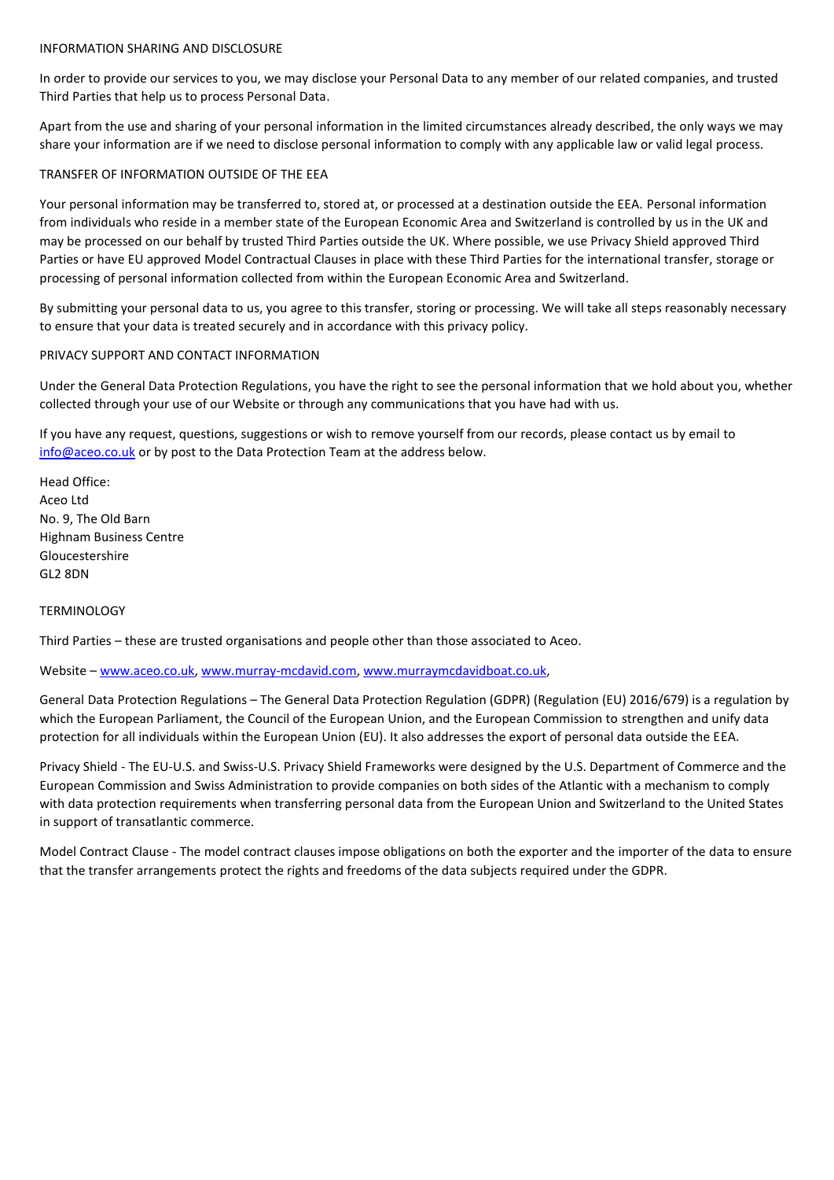## INFORMATION SHARING AND DISCLOSURE

In order to provide our services to you, we may disclose your Personal Data to any member of our related companies, and trusted Third Parties that help us to process Personal Data.

Apart from the use and sharing of your personal information in the limited circumstances already described, the only ways we may share your information are if we need to disclose personal information to comply with any applicable law or valid legal process.

## TRANSFER OF INFORMATION OUTSIDE OF THE EEA

Your personal information may be transferred to, stored at, or processed at a destination outside the EEA. Personal information from individuals who reside in a member state of the European Economic Area and Switzerland is controlled by us in the UK and may be processed on our behalf by trusted Third Parties outside the UK. Where possible, we use Privacy Shield approved Third Parties or have EU approved Model Contractual Clauses in place with these Third Parties for the international transfer, storage or processing of personal information collected from within the European Economic Area and Switzerland.

By submitting your personal data to us, you agree to this transfer, storing or processing. We will take all steps reasonably necessary to ensure that your data is treated securely and in accordance with this privacy policy.

## PRIVACY SUPPORT AND CONTACT INFORMATION

Under the General Data Protection Regulations, you have the right to see the personal information that we hold about you, whether collected through your use of our Website or through any communications that you have had with us.

If you have any request, questions, suggestions or wish to remove yourself from our records, please contact us by email to info@aceo.co.uk or by post to the Data Protection Team at the address below.

Head Office:
Aceo Ltd
No. 9, The Old Barn
Highnam Business Centre
Gloucestershire
GL2 8DN

## TERMINOLOGY

Third Parties – these are trusted organisations and people other than those associated to Aceo.

Website – www.aceo.co.uk, www.murray-mcdavid.com, www.murraymcdavidboat.co.uk,

General Data Protection Regulations – The General Data Protection Regulation (GDPR) (Regulation (EU) 2016/679) is a regulation by which the European Parliament, the Council of the European Union, and the European Commission to strengthen and unify data protection for all individuals within the European Union (EU). It also addresses the export of personal data outside the EEA.

Privacy Shield - The EU-U.S. and Swiss-U.S. Privacy Shield Frameworks were designed by the U.S. Department of Commerce and the European Commission and Swiss Administration to provide companies on both sides of the Atlantic with a mechanism to comply with data protection requirements when transferring personal data from the European Union and Switzerland to the United States in support of transatlantic commerce.

Model Contract Clause - The model contract clauses impose obligations on both the exporter and the importer of the data to ensure that the transfer arrangements protect the rights and freedoms of the data subjects required under the GDPR.